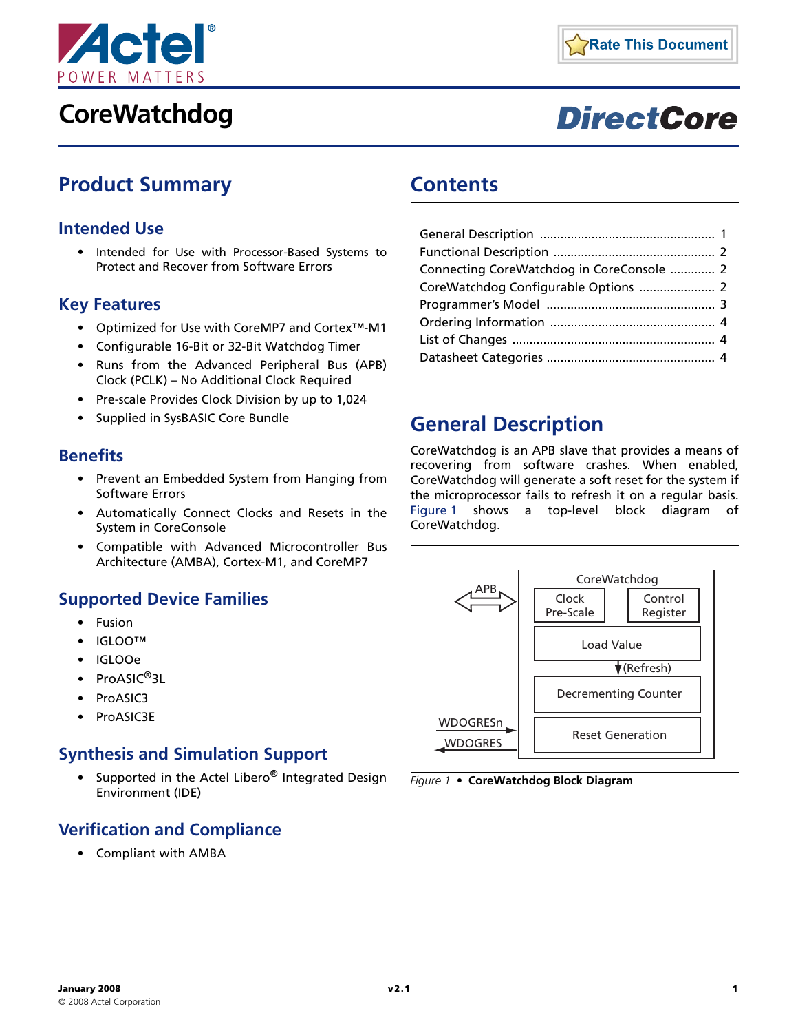# CoreWatchdog

## Product Summary

### Intended Use

- Intended for Use with Processor-Based Systems to Protect and Recover from Software Errors

### Key Features

- Optimized for Use with CoreMP7 and Cortex™-M1
- Configurable 16-Bit or 32-Bit Watchdog Timer
- Runs from the Advanced Peripheral Bus (APB) Clock (PCLK) – No Additional Clock Required
- Pre-scale Provides Clock Division by up to 1,024
- Supplied in SysBASIC Core Bundle

### Benefits

- Prevent an Embedded System from Hanging from Software Errors
- Automatically Connect Clocks and Resets in the System in CoreConsole
- Compatible with Advanced Microcontroller Bus Architecture (AMBA), Cortex-M1, and CoreMP7

### Supported Device Families

- Fusion
- IGLOO™
- IGLOOe
- ProASIC®3L
- ProASIC3
- ProASIC3E

### Synthesis and Simulation Support

- Supported in the Actel Libero® Integrated Design Environment (IDE)

### Verification and Compliance

- Compliant with AMBA

## Contents

- General Description ... 1
- Functional Description ... 2
- Connecting CoreWatchdog in CoreConsole ... 2
- CoreWatchdog Configurable Options ... 2
- Programmer's Model ... 3
- Ordering Information ... 4
- List of Changes ... 4
- Datasheet Categories ... 4

## General Description

CoreWatchdog is an APB slave that provides a means of recovering from software crashes. When enabled, CoreWatchdog will generate a soft reset for the system if the microprocessor fails to refresh it on a regular basis. Figure 1 shows a top-level block diagram of CoreWatchdog.

CoreWatchdog

APB

Clock Pre-Scale

Control Register

Load Value

(Refresh)

Decrementing Counter

WDOGRESn

WDOGRES

Reset Generation

*Figure 1* • **CoreWatchdog Block Diagram**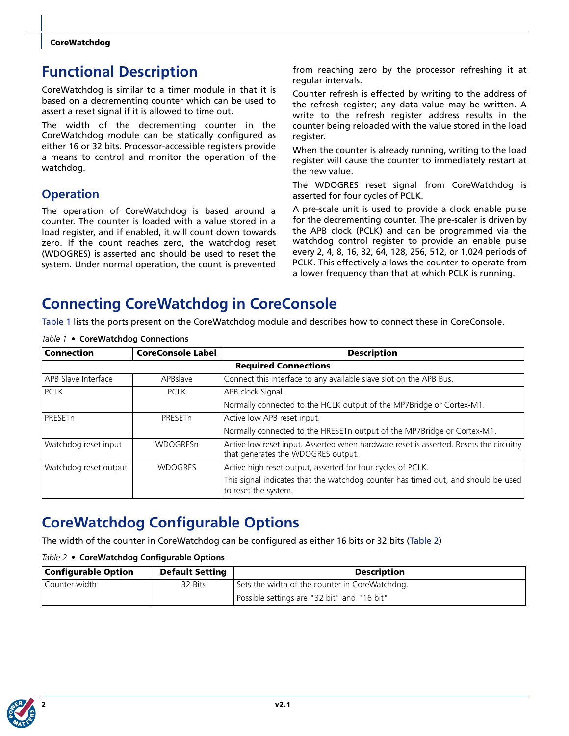# Functional Description

CoreWatchdog is similar to a timer module in that it is based on a decrementing counter which can be used to assert a reset signal if it is allowed to time out.

The width of the decrementing counter in the CoreWatchdog module can be statically configured as either 16 or 32 bits. Processor-accessible registers provide a means to control and monitor the operation of the watchdog.

## Operation

The operation of CoreWatchdog is based around a counter. The counter is loaded with a value stored in a load register, and if enabled, it will count down towards zero. If the count reaches zero, the watchdog reset (WDOGRES) is asserted and should be used to reset the system. Under normal operation, the count is prevented from reaching zero by the processor refreshing it at regular intervals.

Counter refresh is effected by writing to the address of the refresh register; any data value may be written. A write to the refresh register address results in the counter being reloaded with the value stored in the load register.

When the counter is already running, writing to the load register will cause the counter to immediately restart at the new value.

The WDOGRES reset signal from CoreWatchdog is asserted for four cycles of PCLK.

A pre-scale unit is used to provide a clock enable pulse for the decrementing counter. The pre-scaler is driven by the APB clock (PCLK) and can be programmed via the watchdog control register to provide an enable pulse every 2, 4, 8, 16, 32, 64, 128, 256, 512, or 1,024 periods of PCLK. This effectively allows the counter to operate from a lower frequency than that at which PCLK is running.

# Connecting CoreWatchdog in CoreConsole

Table 1 lists the ports present on the CoreWatchdog module and describes how to connect these in CoreConsole.

*Table 1* • **CoreWatchdog Connections**

| Connection | CoreConsole Label | Description |
|---|---|---|
| **Required Connections** | | |
| APB Slave Interface | APBslave | Connect this interface to any available slave slot on the APB Bus. |
| PCLK | PCLK | APB clock Signal.<br>Normally connected to the HCLK output of the MP7Bridge or Cortex-M1. |
| PRESETn | PRESETn | Active low APB reset input.<br>Normally connected to the HRESETn output of the MP7Bridge or Cortex-M1. |
| Watchdog reset input | WDOGRESn | Active low reset input. Asserted when hardware reset is asserted. Resets the circuitry that generates the WDOGRES output. |
| Watchdog reset output | WDOGRES | Active high reset output, asserted for four cycles of PCLK.<br>This signal indicates that the watchdog counter has timed out, and should be used to reset the system. |

# CoreWatchdog Configurable Options

The width of the counter in CoreWatchdog can be configured as either 16 bits or 32 bits (Table 2)

*Table 2* • **CoreWatchdog Configurable Options**

| Configurable Option | Default Setting | Description |
|---|---|---|
| Counter width | 32 Bits | Sets the width of the counter in CoreWatchdog.<br>Possible settings are "32 bit" and "16 bit" |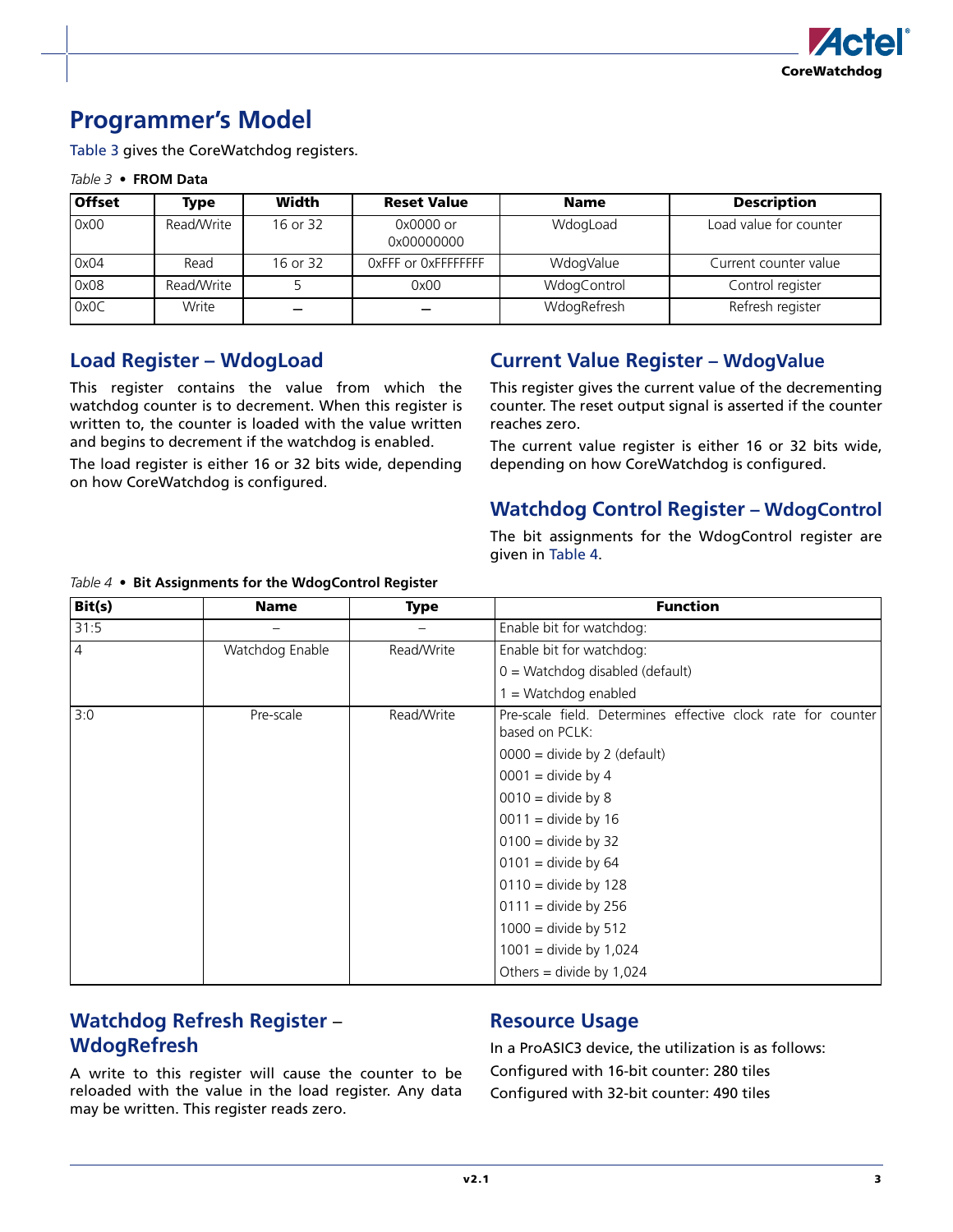# Programmer's Model

Table 3 gives the CoreWatchdog registers.

*Table 3* • **FROM Data**

| Offset | Type | Width | Reset Value | Name | Description |
|---|---|---|---|---|---|
| 0x00 | Read/Write | 16 or 32 | 0x0000 or 0x00000000 | WdogLoad | Load value for counter |
| 0x04 | Read | 16 or 32 | OxFFF or OxFFFFFFFF | WdogValue | Current counter value |
| 0x08 | Read/Write | 5 | 0x00 | WdogControl | Control register |
| 0x0C | Write | – | – | WdogRefresh | Refresh register |

## Load Register – WdogLoad

This register contains the value from which the watchdog counter is to decrement. When this register is written to, the counter is loaded with the value written and begins to decrement if the watchdog is enabled.

The load register is either 16 or 32 bits wide, depending on how CoreWatchdog is configured.

## Current Value Register – WdogValue

This register gives the current value of the decrementing counter. The reset output signal is asserted if the counter reaches zero.

The current value register is either 16 or 32 bits wide, depending on how CoreWatchdog is configured.

## Watchdog Control Register – WdogControl

The bit assignments for the WdogControl register are given in Table 4.

*Table 4* • **Bit Assignments for the WdogControl Register**

| Bit(s) | Name | Type | Function |
|---|---|---|---|
| 31:5 | – | – | Enable bit for watchdog: |
| 4 | Watchdog Enable | Read/Write | Enable bit for watchdog:<br>0 = Watchdog disabled (default)<br>1 = Watchdog enabled |
| 3:0 | Pre-scale | Read/Write | Pre-scale field. Determines effective clock rate for counter based on PCLK:<br>0000 = divide by 2 (default)<br>0001 = divide by 4<br>0010 = divide by 8<br>0011 = divide by 16<br>0100 = divide by 32<br>0101 = divide by 64<br>0110 = divide by 128<br>0111 = divide by 256<br>1000 = divide by 512<br>1001 = divide by 1,024<br>Others = divide by 1,024 |

## Watchdog Refresh Register – WdogRefresh

A write to this register will cause the counter to be reloaded with the value in the load register. Any data may be written. This register reads zero.

## Resource Usage

In a ProASIC3 device, the utilization is as follows:

Configured with 16-bit counter: 280 tiles

Configured with 32-bit counter: 490 tiles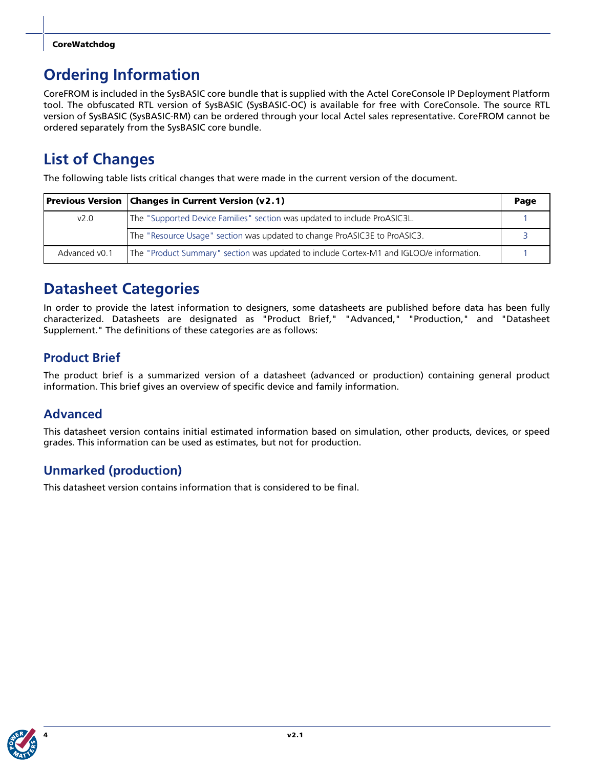# Ordering Information

CoreFROM is included in the SysBASIC core bundle that is supplied with the Actel CoreConsole IP Deployment Platform tool. The obfuscated RTL version of SysBASIC (SysBASIC-OC) is available for free with CoreConsole. The source RTL version of SysBASIC (SysBASIC-RM) can be ordered through your local Actel sales representative. CoreFROM cannot be ordered separately from the SysBASIC core bundle.

# List of Changes

The following table lists critical changes that were made in the current version of the document.

| Previous Version | Changes in Current Version (v2.1) | Page |
|---|---|---|
| v2.0 | The "Supported Device Families" section was updated to include ProASIC3L. | 1 |
| | The "Resource Usage" section was updated to change ProASIC3E to ProASIC3. | 3 |
| Advanced v0.1 | The "Product Summary" section was updated to include Cortex-M1 and IGLOO/e information. | 1 |

# Datasheet Categories

In order to provide the latest information to designers, some datasheets are published before data has been fully characterized. Datasheets are designated as "Product Brief," "Advanced," "Production," and "Datasheet Supplement." The definitions of these categories are as follows:

## Product Brief

The product brief is a summarized version of a datasheet (advanced or production) containing general product information. This brief gives an overview of specific device and family information.

## Advanced

This datasheet version contains initial estimated information based on simulation, other products, devices, or speed grades. This information can be used as estimates, but not for production.

## Unmarked (production)

This datasheet version contains information that is considered to be final.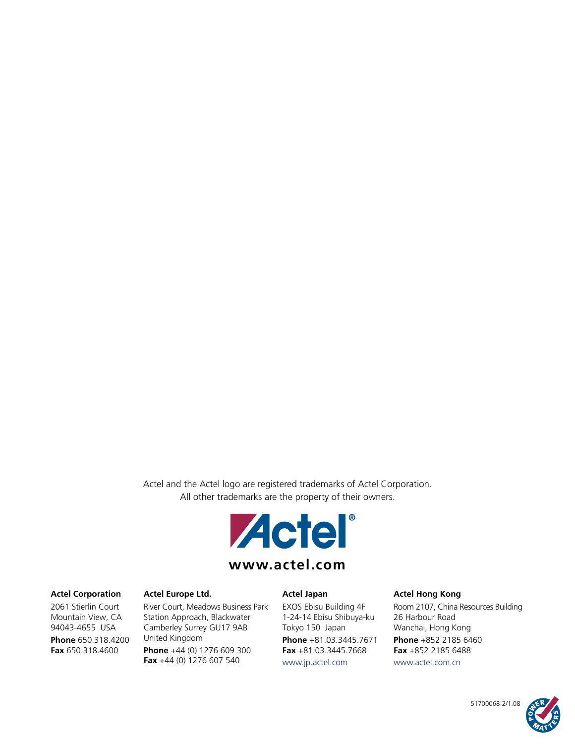Actel and the Actel logo are registered trademarks of Actel Corporation.
All other trademarks are the property of their owners.

**www.actel.com**

**Actel Corporation**

2061 Stierlin Court
Mountain View, CA
94043-4655 USA

**Phone** 650.318.4200
**Fax** 650.318.4600

**Actel Europe Ltd.**

River Court, Meadows Business Park
Station Approach, Blackwater
Camberley Surrey GU17 9AB
United Kingdom

**Phone** +44 (0) 1276 609 300
**Fax** +44 (0) 1276 607 540

**Actel Japan**

EXOS Ebisu Building 4F
1-24-14 Ebisu Shibuya-ku
Tokyo 150 Japan

**Phone** +81.03.3445.7671
**Fax** +81.03.3445.7668

www.jp.actel.com

**Actel Hong Kong**

Room 2107, China Resources Building
26 Harbour Road
Wanchai, Hong Kong

**Phone** +852 2185 6460
**Fax** +852 2185 6488

www.actel.com.cn

51700068-2/1.08